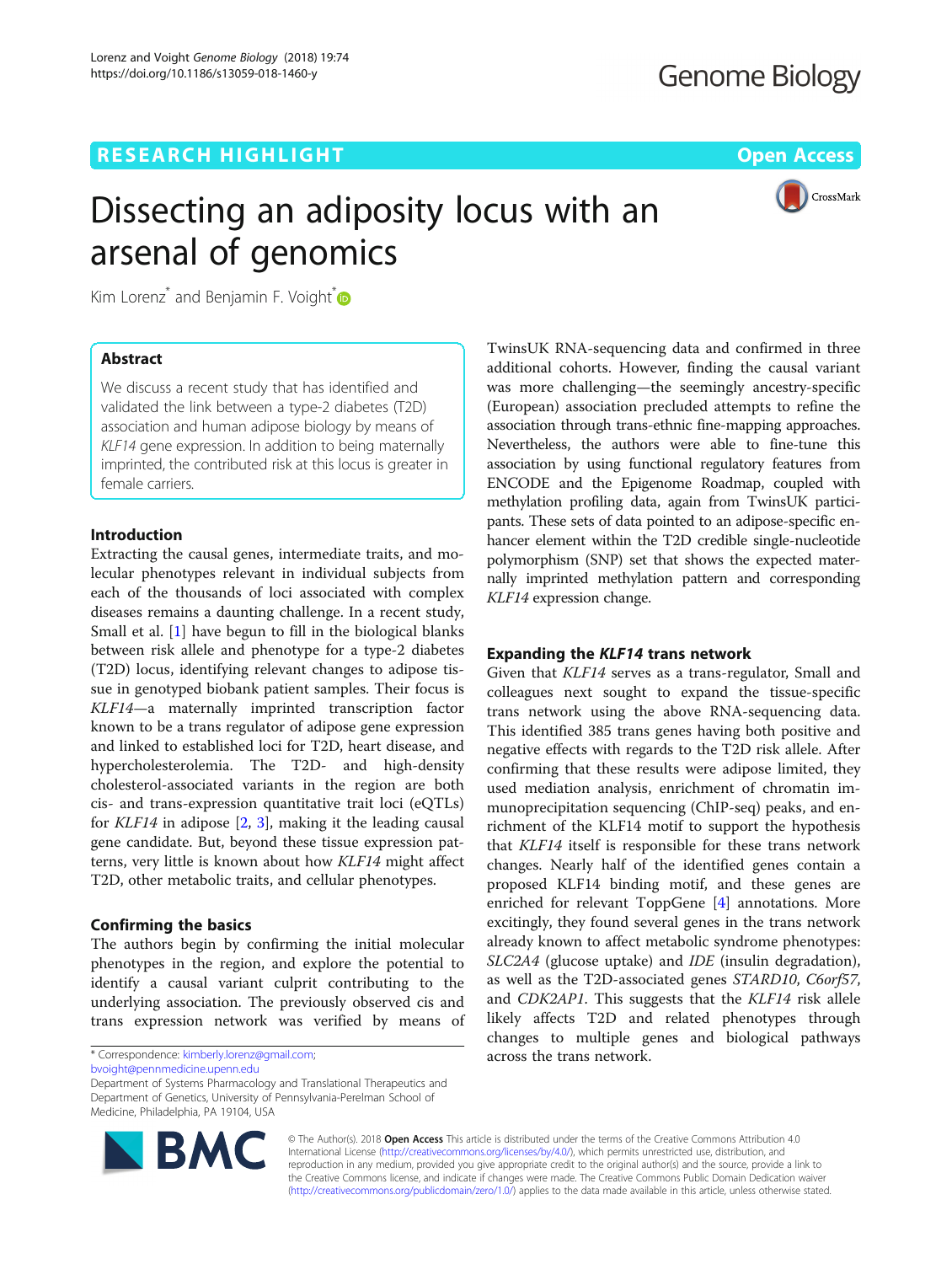RESEARCH HIGHLIGHT

Open Access

# Dissecting an adiposity locus with an arsenal of genomics

Kim Lorenz* and Benjamin F. Voight*

## Abstract

We discuss a recent study that has identified and validated the link between a type-2 diabetes (T2D) association and human adipose biology by means of *KLF14* gene expression. In addition to being maternally imprinted, the contributed risk at this locus is greater in female carriers.

## Introduction

Extracting the causal genes, intermediate traits, and molecular phenotypes relevant in individual subjects from each of the thousands of loci associated with complex diseases remains a daunting challenge. In a recent study, Small et al. [1] have begun to fill in the biological blanks between risk allele and phenotype for a type-2 diabetes (T2D) locus, identifying relevant changes to adipose tissue in genotyped biobank patient samples. Their focus is *KLF14*—a maternally imprinted transcription factor known to be a trans regulator of adipose gene expression and linked to established loci for T2D, heart disease, and hypercholesterolemia. The T2D- and high-density cholesterol-associated variants in the region are both cis- and trans-expression quantitative trait loci (eQTLs) for *KLF14* in adipose [2, 3], making it the leading causal gene candidate. But, beyond these tissue expression patterns, very little is known about how *KLF14* might affect T2D, other metabolic traits, and cellular phenotypes.

## Confirming the basics

The authors begin by confirming the initial molecular phenotypes in the region, and explore the potential to identify a causal variant culprit contributing to the underlying association. The previously observed cis and trans expression network was verified by means of TwinsUK RNA-sequencing data and confirmed in three additional cohorts. However, finding the causal variant was more challenging—the seemingly ancestry-specific (European) association precluded attempts to refine the association through trans-ethnic fine-mapping approaches. Nevertheless, the authors were able to fine-tune this association by using functional regulatory features from ENCODE and the Epigenome Roadmap, coupled with methylation profiling data, again from TwinsUK participants. These sets of data pointed to an adipose-specific enhancer element within the T2D credible single-nucleotide polymorphism (SNP) set that shows the expected maternally imprinted methylation pattern and corresponding *KLF14* expression change.

## Expanding the *KLF14* trans network

Given that *KLF14* serves as a trans-regulator, Small and colleagues next sought to expand the tissue-specific trans network using the above RNA-sequencing data. This identified 385 trans genes having both positive and negative effects with regards to the T2D risk allele. After confirming that these results were adipose limited, they used mediation analysis, enrichment of chromatin immunoprecipitation sequencing (ChIP-seq) peaks, and enrichment of the KLF14 motif to support the hypothesis that *KLF14* itself is responsible for these trans network changes. Nearly half of the identified genes contain a proposed KLF14 binding motif, and these genes are enriched for relevant ToppGene [4] annotations. More excitingly, they found several genes in the trans network already known to affect metabolic syndrome phenotypes: *SLC2A4* (glucose uptake) and *IDE* (insulin degradation), as well as the T2D-associated genes *STARD10*, *C6orf57*, and *CDK2AP1*. This suggests that the *KLF14* risk allele likely affects T2D and related phenotypes through changes to multiple genes and biological pathways across the trans network.

\* Correspondence: kimberly.lorenz@gmail.com; bvoight@pennmedicine.upenn.edu
Department of Systems Pharmacology and Translational Therapeutics and Department of Genetics, University of Pennsylvania-Perelman School of Medicine, Philadelphia, PA 19104, USA

© The Author(s). 2018 **Open Access** This article is distributed under the terms of the Creative Commons Attribution 4.0 International License (http://creativecommons.org/licenses/by/4.0/), which permits unrestricted use, distribution, and reproduction in any medium, provided you give appropriate credit to the original author(s) and the source, provide a link to the Creative Commons license, and indicate if changes were made. The Creative Commons Public Domain Dedication waiver (http://creativecommons.org/publicdomain/zero/1.0/) applies to the data made available in this article, unless otherwise stated.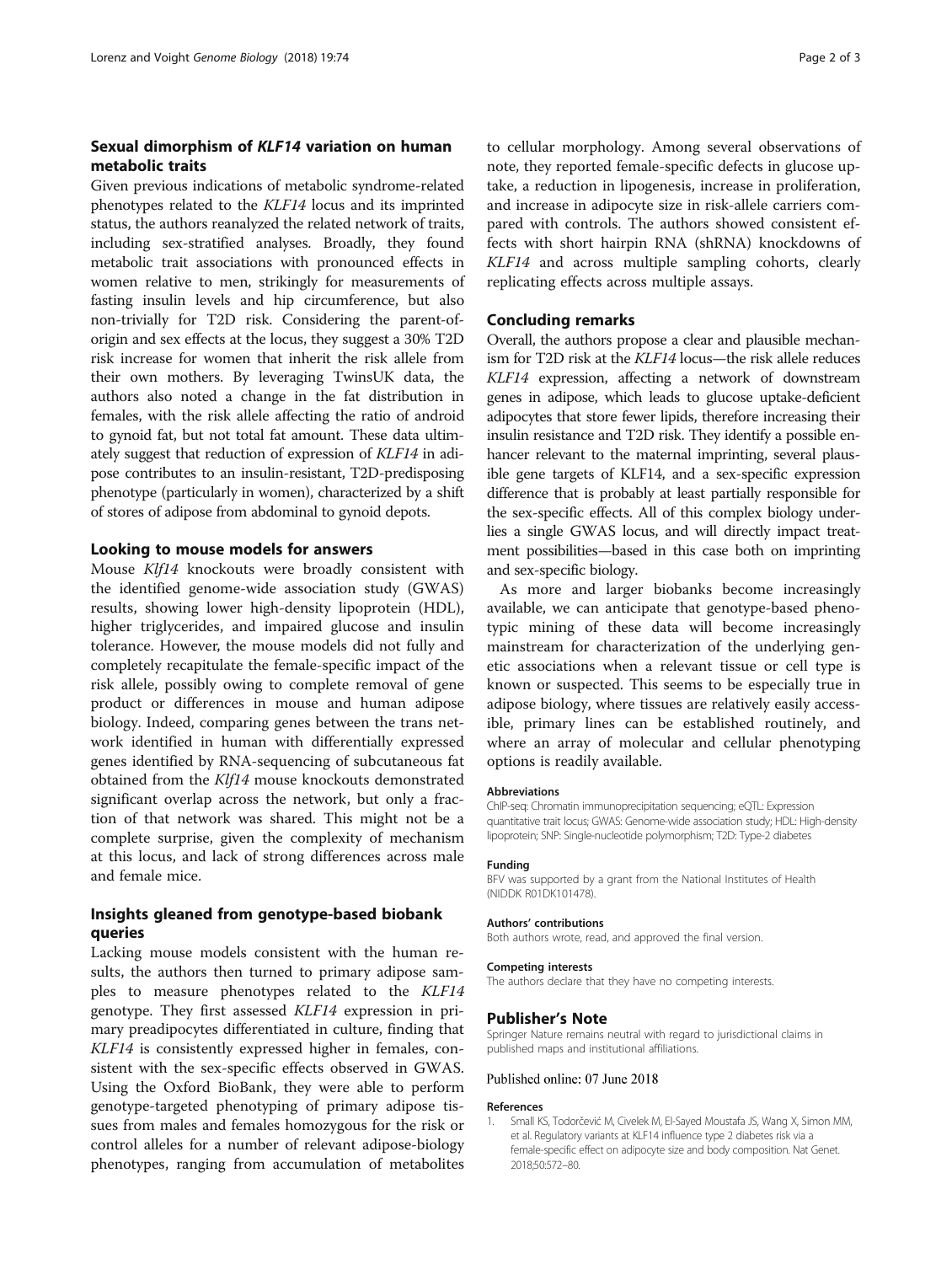## Sexual dimorphism of *KLF14* variation on human metabolic traits

Given previous indications of metabolic syndrome-related phenotypes related to the *KLF14* locus and its imprinted status, the authors reanalyzed the related network of traits, including sex-stratified analyses. Broadly, they found metabolic trait associations with pronounced effects in women relative to men, strikingly for measurements of fasting insulin levels and hip circumference, but also non-trivially for T2D risk. Considering the parent-of-origin and sex effects at the locus, they suggest a 30% T2D risk increase for women that inherit the risk allele from their own mothers. By leveraging TwinsUK data, the authors also noted a change in the fat distribution in females, with the risk allele affecting the ratio of android to gynoid fat, but not total fat amount. These data ultimately suggest that reduction of expression of *KLF14* in adipose contributes to an insulin-resistant, T2D-predisposing phenotype (particularly in women), characterized by a shift of stores of adipose from abdominal to gynoid depots.

## Looking to mouse models for answers

Mouse *Klf14* knockouts were broadly consistent with the identified genome-wide association study (GWAS) results, showing lower high-density lipoprotein (HDL), higher triglycerides, and impaired glucose and insulin tolerance. However, the mouse models did not fully and completely recapitulate the female-specific impact of the risk allele, possibly owing to complete removal of gene product or differences in mouse and human adipose biology. Indeed, comparing genes between the trans network identified in human with differentially expressed genes identified by RNA-sequencing of subcutaneous fat obtained from the *Klf14* mouse knockouts demonstrated significant overlap across the network, but only a fraction of that network was shared. This might not be a complete surprise, given the complexity of mechanism at this locus, and lack of strong differences across male and female mice.

## Insights gleaned from genotype-based biobank queries

Lacking mouse models consistent with the human results, the authors then turned to primary adipose samples to measure phenotypes related to the *KLF14* genotype. They first assessed *KLF14* expression in primary preadipocytes differentiated in culture, finding that *KLF14* is consistently expressed higher in females, consistent with the sex-specific effects observed in GWAS. Using the Oxford BioBank, they were able to perform genotype-targeted phenotyping of primary adipose tissues from males and females homozygous for the risk or control alleles for a number of relevant adipose-biology phenotypes, ranging from accumulation of metabolites to cellular morphology. Among several observations of note, they reported female-specific defects in glucose uptake, a reduction in lipogenesis, increase in proliferation, and increase in adipocyte size in risk-allele carriers compared with controls. The authors showed consistent effects with short hairpin RNA (shRNA) knockdowns of *KLF14* and across multiple sampling cohorts, clearly replicating effects across multiple assays.

## Concluding remarks

Overall, the authors propose a clear and plausible mechanism for T2D risk at the *KLF14* locus—the risk allele reduces *KLF14* expression, affecting a network of downstream genes in adipose, which leads to glucose uptake-deficient adipocytes that store fewer lipids, therefore increasing their insulin resistance and T2D risk. They identify a possible enhancer relevant to the maternal imprinting, several plausible gene targets of KLF14, and a sex-specific expression difference that is probably at least partially responsible for the sex-specific effects. All of this complex biology underlies a single GWAS locus, and will directly impact treatment possibilities—based in this case both on imprinting and sex-specific biology.

As more and larger biobanks become increasingly available, we can anticipate that genotype-based phenotypic mining of these data will become increasingly mainstream for characterization of the underlying genetic associations when a relevant tissue or cell type is known or suspected. This seems to be especially true in adipose biology, where tissues are relatively easily accessible, primary lines can be established routinely, and where an array of molecular and cellular phenotyping options is readily available.

#### Abbreviations

ChIP-seq: Chromatin immunoprecipitation sequencing; eQTL: Expression quantitative trait locus; GWAS: Genome-wide association study; HDL: High-density lipoprotein; SNP: Single-nucleotide polymorphism; T2D: Type-2 diabetes

#### Funding

BFV was supported by a grant from the National Institutes of Health (NIDDK R01DK101478).

#### Authors' contributions

Both authors wrote, read, and approved the final version.

#### Competing interests

The authors declare that they have no competing interests.

### Publisher's Note

Springer Nature remains neutral with regard to jurisdictional claims in published maps and institutional affiliations.

Published online: 07 June 2018

#### References

1. Small KS, Todorčević M, Civelek M, El-Sayed Moustafa JS, Wang X, Simon MM, et al. Regulatory variants at KLF14 influence type 2 diabetes risk via a female-specific effect on adipocyte size and body composition. Nat Genet. 2018;50:572–80.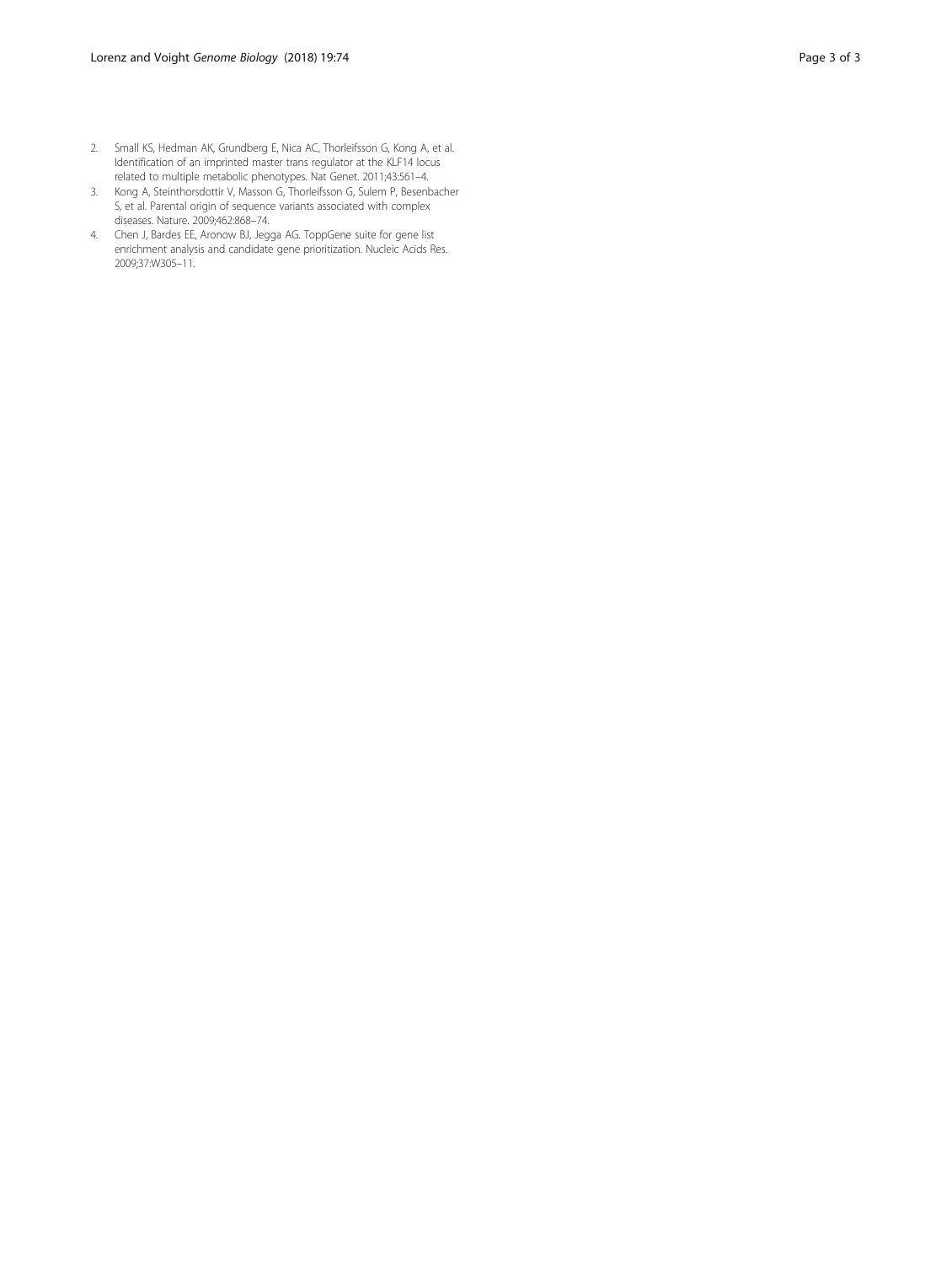2. Small KS, Hedman AK, Grundberg E, Nica AC, Thorleifsson G, Kong A, et al. Identification of an imprinted master trans regulator at the KLF14 locus related to multiple metabolic phenotypes. Nat Genet. 2011;43:561–4.
3. Kong A, Steinthorsdottir V, Masson G, Thorleifsson G, Sulem P, Besenbacher S, et al. Parental origin of sequence variants associated with complex diseases. Nature. 2009;462:868–74.
4. Chen J, Bardes EE, Aronow BJ, Jegga AG. ToppGene suite for gene list enrichment analysis and candidate gene prioritization. Nucleic Acids Res. 2009;37:W305–11.